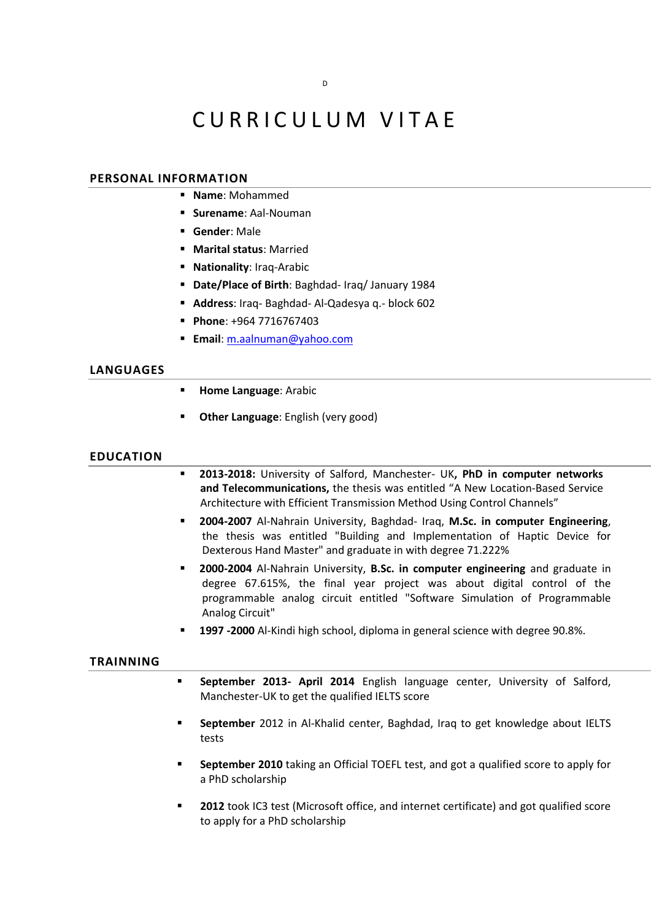D

# CURRICULUM VITAE

## PERSONAL INFORMATION

- **Name**: Mohammed
- **Surename**: Aal-Nouman
- **Gender**: Male
- **Marital status**: Married
- **Nationality**: Iraq-Arabic
- **Date/Place of Birth**: Baghdad- Iraq/ January 1984
- **Address**: Iraq- Baghdad- Al-Qadesya q.- block 602
- **Phone**: +964 7716767403
- **Email**: m.aalnuman@yahoo.com

## LANGUAGES

- **Home Language**: Arabic
- **Other Language**: English (very good)

## EDUCATION

- **2013-2018:** University of Salford, Manchester- UK**, PhD in computer networks and Telecommunications,** the thesis was entitled "A New Location-Based Service Architecture with Efficient Transmission Method Using Control Channels"
- **2004-2007** Al-Nahrain University, Baghdad- Iraq, **M.Sc. in computer Engineering**, the thesis was entitled "Building and Implementation of Haptic Device for Dexterous Hand Master" and graduate in with degree 71.222%
- **2000-2004** Al-Nahrain University, **B.Sc. in computer engineering** and graduate in degree 67.615%, the final year project was about digital control of the programmable analog circuit entitled "Software Simulation of Programmable Analog Circuit"
- **1997 -2000** Al-Kindi high school, diploma in general science with degree 90.8%.

## TRAINNING

- **September 2013- April 2014** English language center, University of Salford, Manchester-UK to get the qualified IELTS score
- **September** 2012 in Al-Khalid center, Baghdad, Iraq to get knowledge about IELTS tests
- **September 2010** taking an Official TOEFL test, and got a qualified score to apply for a PhD scholarship
- **2012** took IC3 test (Microsoft office, and internet certificate) and got qualified score to apply for a PhD scholarship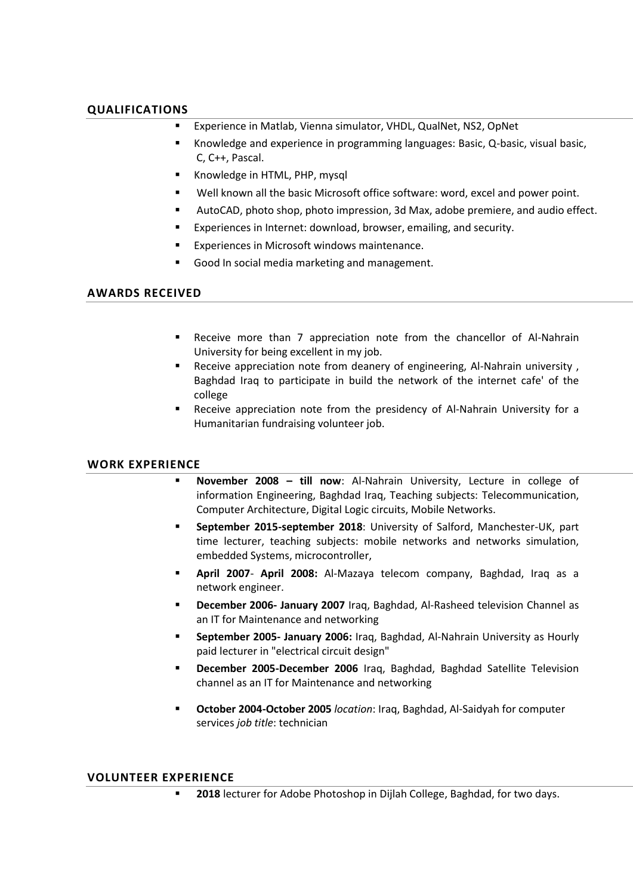## QUALIFICATIONS

- Experience in Matlab, Vienna simulator, VHDL, QualNet, NS2, OpNet
- Knowledge and experience in programming languages: Basic, Q-basic, visual basic, C, C++, Pascal.
- Knowledge in HTML, PHP, mysql
- Well known all the basic Microsoft office software: word, excel and power point.
- AutoCAD, photo shop, photo impression, 3d Max, adobe premiere, and audio effect.
- Experiences in Internet: download, browser, emailing, and security.
- Experiences in Microsoft windows maintenance.
- Good In social media marketing and management.

## AWARDS RECEIVED

- Receive more than 7 appreciation note from the chancellor of Al-Nahrain University for being excellent in my job.
- Receive appreciation note from deanery of engineering, Al-Nahrain university , Baghdad Iraq to participate in build the network of the internet cafe' of the college
- Receive appreciation note from the presidency of Al-Nahrain University for a Humanitarian fundraising volunteer job.

## WORK EXPERIENCE

- **November 2008 – till now**: Al-Nahrain University, Lecture in college of information Engineering, Baghdad Iraq, Teaching subjects: Telecommunication, Computer Architecture, Digital Logic circuits, Mobile Networks.
- **September 2015-september 2018**: University of Salford, Manchester-UK, part time lecturer, teaching subjects: mobile networks and networks simulation, embedded Systems, microcontroller,
- **April 2007**- **April 2008:** Al-Mazaya telecom company, Baghdad, Iraq as a network engineer.
- **December 2006- January 2007** Iraq, Baghdad, Al-Rasheed television Channel as an IT for Maintenance and networking
- **September 2005- January 2006:** Iraq, Baghdad, Al-Nahrain University as Hourly paid lecturer in "electrical circuit design"
- **December 2005-December 2006** Iraq, Baghdad, Baghdad Satellite Television channel as an IT for Maintenance and networking
- **October 2004-October 2005** *location*: Iraq, Baghdad, Al-Saidyah for computer services *job title*: technician

## VOLUNTEER EXPERIENCE

- **2018** lecturer for Adobe Photoshop in Dijlah College, Baghdad, for two days.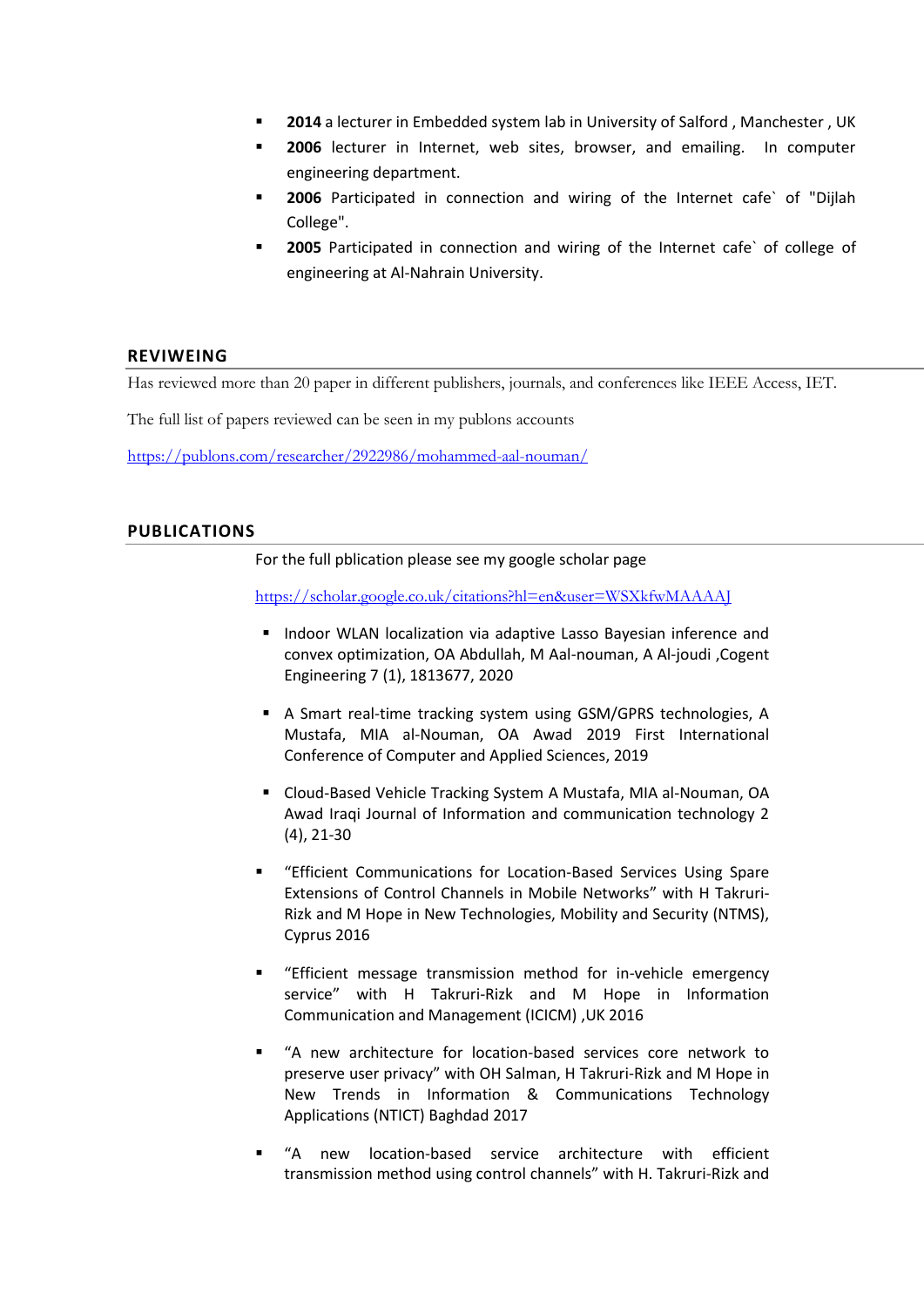- **2014** a lecturer in Embedded system lab in University of Salford , Manchester , UK
- **2006** lecturer in Internet, web sites, browser, and emailing. In computer engineering department.
- **2006** Participated in connection and wiring of the Internet cafe` of "Dijlah College".
- **2005** Participated in connection and wiring of the Internet cafe` of college of engineering at Al-Nahrain University.

## REVIWEING

Has reviewed more than 20 paper in different publishers, journals, and conferences like IEEE Access, IET.

The full list of papers reviewed can be seen in my publons accounts

https://publons.com/researcher/2922986/mohammed-aal-nouman/

## PUBLICATIONS

For the full pblication please see my google scholar page

https://scholar.google.co.uk/citations?hl=en&user=WSXkfwMAAAAJ

- Indoor WLAN localization via adaptive Lasso Bayesian inference and convex optimization, OA Abdullah, M Aal-nouman, A Al-joudi ,Cogent Engineering 7 (1), 1813677, 2020
- A Smart real-time tracking system using GSM/GPRS technologies, A Mustafa, MIA al-Nouman, OA Awad 2019 First International Conference of Computer and Applied Sciences, 2019
- Cloud-Based Vehicle Tracking System A Mustafa, MIA al-Nouman, OA Awad Iraqi Journal of Information and communication technology 2 (4), 21-30
- "Efficient Communications for Location-Based Services Using Spare Extensions of Control Channels in Mobile Networks" with H Takruri-Rizk and M Hope in New Technologies, Mobility and Security (NTMS), Cyprus 2016
- "Efficient message transmission method for in-vehicle emergency service" with H Takruri-Rizk and M Hope in Information Communication and Management (ICICM) ,UK 2016
- "A new architecture for location-based services core network to preserve user privacy" with OH Salman, H Takruri-Rizk and M Hope in New Trends in Information & Communications Technology Applications (NTICT) Baghdad 2017
- "A new location-based service architecture with efficient transmission method using control channels" with H. Takruri-Rizk and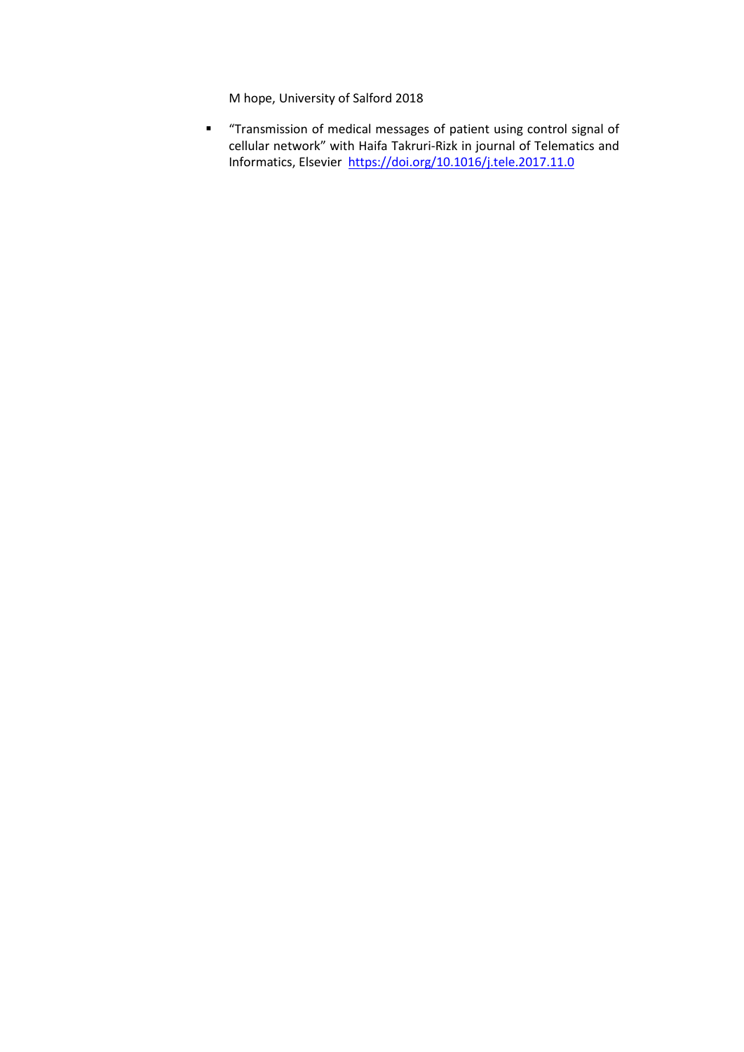M hope, University of Salford 2018

- "Transmission of medical messages of patient using control signal of cellular network" with Haifa Takruri-Rizk in journal of Telematics and Informatics, Elsevier [https://doi.org/10.1016/j.tele.2017.11.0](https://doi.org/10.1016/j.tele.2017.11.0)